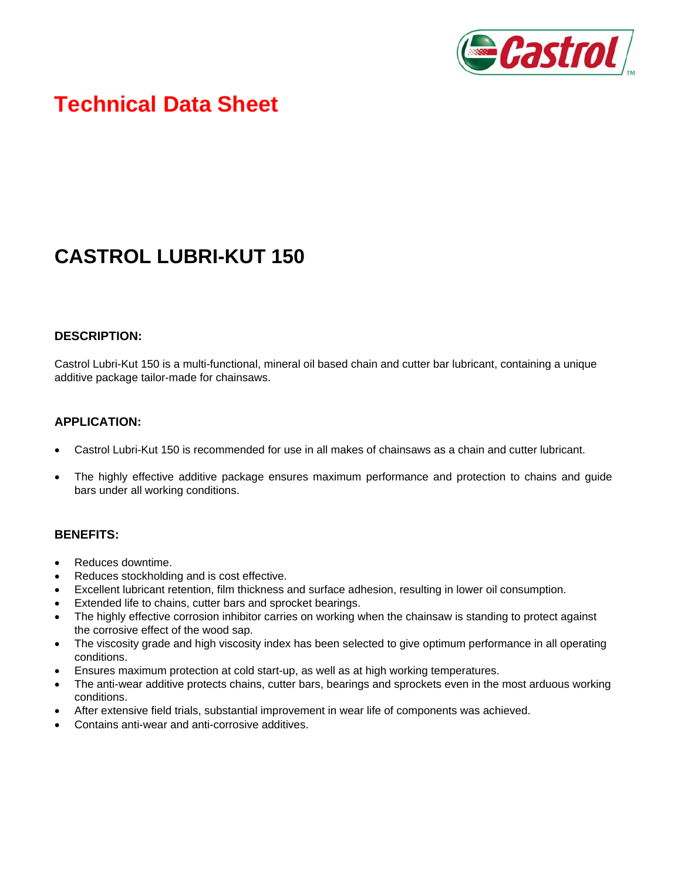# Technical Data Sheet

## CASTROL LUBRI-KUT 150

### DESCRIPTION:

Castrol Lubri-Kut 150 is a multi-functional, mineral oil based chain and cutter bar lubricant, containing a unique additive package tailor-made for chainsaws.

### APPLICATION:

- Castrol Lubri-Kut 150 is recommended for use in all makes of chainsaws as a chain and cutter lubricant.
- The highly effective additive package ensures maximum performance and protection to chains and guide bars under all working conditions.

### BENEFITS:

- Reduces downtime.
- Reduces stockholding and is cost effective.
- Excellent lubricant retention, film thickness and surface adhesion, resulting in lower oil consumption.
- Extended life to chains, cutter bars and sprocket bearings.
- The highly effective corrosion inhibitor carries on working when the chainsaw is standing to protect against the corrosive effect of the wood sap.
- The viscosity grade and high viscosity index has been selected to give optimum performance in all operating conditions.
- Ensures maximum protection at cold start-up, as well as at high working temperatures.
- The anti-wear additive protects chains, cutter bars, bearings and sprockets even in the most arduous working conditions.
- After extensive field trials, substantial improvement in wear life of components was achieved.
- Contains anti-wear and anti-corrosive additives.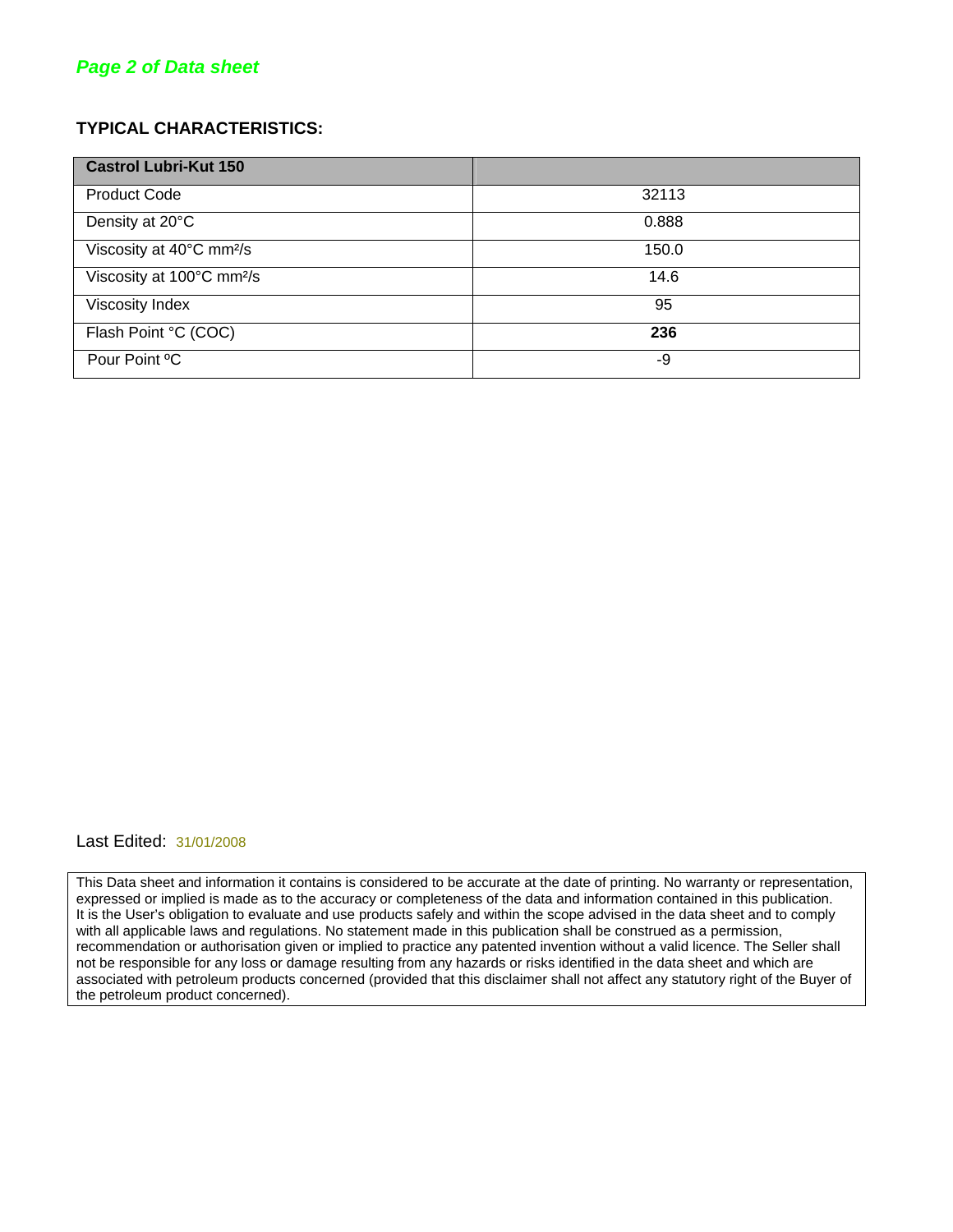## TYPICAL CHARACTERISTICS:

| **Castrol Lubri-Kut 150** | |
|---|---|
| Product Code | 32113 |
| Density at 20°C | 0.888 |
| Viscosity at 40°C mm²/s | 150.0 |
| Viscosity at 100°C mm²/s | 14.6 |
| Viscosity Index | 95 |
| Flash Point °C (COC) | **236** |
| Pour Point ºC | -9 |

Last Edited: 31/01/2008

This Data sheet and information it contains is considered to be accurate at the date of printing. No warranty or representation, expressed or implied is made as to the accuracy or completeness of the data and information contained in this publication. It is the User's obligation to evaluate and use products safely and within the scope advised in the data sheet and to comply with all applicable laws and regulations. No statement made in this publication shall be construed as a permission, recommendation or authorisation given or implied to practice any patented invention without a valid licence. The Seller shall not be responsible for any loss or damage resulting from any hazards or risks identified in the data sheet and which are associated with petroleum products concerned (provided that this disclaimer shall not affect any statutory right of the Buyer of the petroleum product concerned).